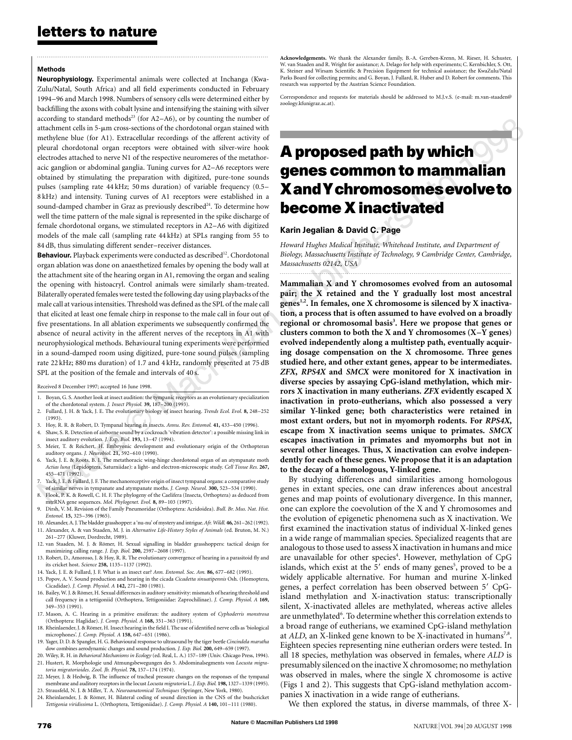## Methods

**Neurophysiology.** Experimental animals were collected at Inchanga (KwaZulu/Natal, South Africa) and all field experiments conducted in February 1994–96 and March 1998. Numbers of sensory cells were determined either by backfilling the axons with cobalt lysine and intensifying the staining with silver according to standard methods[23] (for A2–A6), or by counting the number of attachment cells in 5-μm cross-sections of the chordotonal organ stained with methylene blue (for A1). Extracellular recordings of the afferent activity of pleural chordotonal organ receptors were obtained with silver-wire hook electrodes attached to nerve N1 of the respective neuromeres of the metathoracic ganglion or abdominal ganglia. Tuning curves for A2–A6 receptors were obtained by stimulating the preparation with digitized, pure-tone sounds pulses (sampling rate 44 kHz; 50 ms duration) of variable frequency (0.5–8 kHz) and intensity. Tuning curves of A1 receptors were established in a sound-damped chamber in Graz as previously described[24]. To determine how well the time pattern of the male signal is represented in the spike discharge of female chordotonal organs, we stimulated receptors in A2–A6 with digitized models of the male call (sampling rate 44 kHz) at SPLs ranging from 55 to 84 dB, thus simulating different sender–receiver distances.

**Behaviour.** Playback experiments were conducted as described[12]. Chordotonal organ ablation was done on anaesthetized females by opening the body wall at the attachment site of the hearing organ in A1, removing the organ and sealing the opening with histoacryl. Control animals were similarly sham-treated. Bilaterally operated females were tested the following day using playbacks of the male call at various intensities. Threshold was defined as the SPL of the male call that elicited at least one female chirp in response to the male call in four out of five presentations. In all ablation experiments we subsequently confirmed the absence of neural activity in the afferent nerves of the receptors in A1 with neurophysiological methods. Behavioural tuning experiments were performed in a sound-damped room using digitized, pure-tone sound pulses (sampling rate 22 kHz; 880 ms duration) of 1.7 and 4 kHz, randomly presented at 75 dB SPL at the position of the female and intervals of 40 s.

Received 8 December 1997; accepted 16 June 1998.

1. Boyan, G. S. Another look at insect audition: the tympanic receptors as an evolutionary specialization of the chordotonal system. *J. Insect Physiol.* **39,** 187–200 (1993).
2. Fullard, J. H. & Yack, J. E. The evolutionary biology of insect hearing. *Trends Ecol. Evol.* **8,** 248–252 (1993).
3. Hoy, R. R. & Robert, D. Tympanal hearing in insects. *Annu. Rev. Entomol.* **41,** 433–450 (1996).
4. Shaw, S. R. Detection of airborne sound by a cockroach 'vibration detector': a possible missing link in insect auditory evolution. *J. Exp. Biol.* **193,** 13–47 (1994).
5. Meier, T. & Reichert, H. Embryonic development and evolutionary origin of the Orthopteran auditory organs. *J. Neurobiol.* **21,** 592–610 (1990).
6. Yack, J. E. & Roots, B. I. The metathoracic wing-hinge chordotonal organ of an atympanate moth *Actias luna* (Lepidoptera, Saturniidae): a light- and electron-microscopic study. *Cell Tissue Res.* **267,** 455–471 (1992).
7. Yack, J. E. & Fullard, J. F. The mechanoreceptive origin of insect tympanal organs: a comparative study of similar nerves in tympanate and atympanate moths. *J. Comp. Neurol.* **300,** 523–534 (1990).
8. Flook, P. K. & Rowell, C. H. F. The phylogeny of the Caelifera (Insecta, Orthoptera) as deduced from mtrRNA gene sequences. *Mol. Phylogenet. Evol.* **8,** 89–103 (1997).
9. Dirsh, V. M. Revision of the Family Pneumoridae (Orthoptera: Acridoidea). *Bull. Br. Mus. Nat. Hist. Entomol.* **15,** 325–396 (1965).
10. Alexander, A. J. The bladder grasshopper: a 'nu-nu' of mystery and intrigue. *Afr. Wildl.* **46,** 261–262 (1992).
11. Alexander, A. & van Staaden, M. J. in *Alternative Life-History Styles of Animals* (ed. Bruton, M. N.) 261–277 (Kluwer, Dordrecht, 1989).
12. van Staaden, M. J. & Römer, H. Sexual signalling in bladder grasshoppers: tactical design for maximizing calling range. *J. Exp. Biol.* **200,** 2597–2608 (1997).
13. Robert, D., Amoroso, J. & Hoy, R. R. The evolutionary convergence of hearing in a parasitoid fly and its cricket host. *Science* **258,** 1135–1137 (1992).
14. Yack, J. E. & Fullard, J. F. What is an insect ear? *Ann. Entomol. Soc. Am.* **86,** 677–682 (1993).
15. Popov, A. V. Sound production and hearing in the cicada *Cicadetta sinuatipennis* Osh. (Homoptera, Cicadidae). *J. Comp. Physiol. A* **142,** 271–280 (1981).
16. Bailey, W. J. & Römer, H. Sexual differences in auditory sensitivity: mismatch of hearing threshold and call frequency in a tettigoniid (Orthoptera, Tettigoniidae: Zaprochilinae). *J. Comp. Physiol. A* **169,** 349–353 (1991).
17. Mason, A. C. Hearing in a primitive ensiferan: the auditory system of *Cyphoderris monstrosa* (Orthoptera: Haglidae). *J. Comp. Physiol. A* **168,** 351–363 (1991).
18. Rheinlaender, J. & Römer, H. Insect hearing in the field I. The use of identified nerve cells as 'biological microphones'. *J. Comp. Physiol. A* **158,** 647–651 (1986).
19. Yager, D. D. & Spangler, H. G. Behavioural response to ultrasound by the tiger beetle *Cincindela marutha* dow combines aerodynamic changes and sound production. *J. Exp. Biol.* **200,** 649–659 (1997).
20. Wiley, R. H. in *Behavioral Mechanisms in Ecology* (ed. Real, L. A.) 157–189 (Univ. Chicago Press, 1994).
21. Hustert, R. Morphologie und Atmungsbewegungen des 5. Abdominalsegments von *Locusta migratoria migratorioides*. *Zool. Jb. Physiol.* **78,** 157–174 (1974).
22. Meyer, J. & Hedwig, B. The influence of tracheal pressure changes on the responses of the tympanal membrane and auditory receptors in the locust *Locusta migratoria* L. *J. Exp. Biol.* **198,** 1327–1339 (1995).
23. Strausfeld, N. J. & Miller, T. A. *Neuroanatomical Techniques* (Springer, New York, 1980).
24. Rheinlaender, J. & Römer, H. Bilateral coding of sound direction in the CNS of the bushcricket *Tettigonia viridissima* L. (Orthoptera, Tettigoniidae). *J. Comp. Physiol. A* **140,** 101–111 (1980).

**Acknowledgements.** We thank the Alexander family, B.-A. Gereben-Krenn, M. Rieser, H. Schuster, W. van Staaden and R. Wright for assistance; A. Delago for help with experiments; C. Kernbichler, S. Ott, K. Steiner and Wirsam Scientific & Precision Equipment for technical assistance; the KwaZulu/Natal Parks Board for collecting permits; and G. Boyan, J. Fullard, R. Huber and D. Robert for comments. This research was supported by the Austrian Science Foundation.

Correspondence and requests for materials should be addressed to M.J.v.S. (e-mail: m.van-staaden@zoology.kfunigraz.ac.at).

# A proposed path by which genes common to mammalian X and Y chromosomes evolve to become X inactivated

**Karin Jegalian & David C. Page**

*Howard Hughes Medical Institute, Whitehead Institute, and Department of Biology, Massachusetts Institute of Technology, 9 Cambridge Center, Cambridge, Massachusetts 02142, USA*

**Mammalian X and Y chromosomes evolved from an autosomal pair; the X retained and the Y gradually lost most ancestral genes[1,2]. In females, one X chromosome is silenced by X inactivation, a process that is often assumed to have evolved on a broadly regional or chromosomal basis[3]. Here we propose that genes or clusters common to both the X and Y chromosomes (X–Y genes) evolved independently along a multistep path, eventually acquiring dosage compensation on the X chromosome. Three genes studied here, and other extant genes, appear to be intermediates. *ZFX*, *RPS4X* and *SMCX* were monitored for X inactivation in diverse species by assaying CpG-island methylation, which mirrors X inactivation in many eutherians. *ZFX* evidently escaped X inactivation in proto-eutherians, which also possessed a very similar Y-linked gene; both characteristics were retained in most extant orders, but not in myomorph rodents. For *RPS4X*, escape from X inactivation seems unique to primates. *SMCX* escapes inactivation in primates and myomorphs but not in several other lineages. Thus, X inactivation can evolve independently for each of these genes. We propose that it is an adaptation to the decay of a homologous, Y-linked gene.**

By studying differences and similarities among homologous genes in extant species, one can draw inferences about ancestral genes and map points of evolutionary divergence. In this manner, one can explore the coevolution of the X and Y chromosomes and the evolution of epigenetic phenomena such as X inactivation. We first examined the inactivation status of individual X-linked genes in a wide range of mammalian species. Specialized reagents that are analogous to those used to assess X inactivation in humans and mice are unavailable for other species[4]. However, methylation of CpG islands, which exist at the 5′ ends of many genes[5], proved to be a widely applicable alternative. For human and murine X-linked genes, a perfect correlation has been observed between 5′ CpG-island methylation and X-inactivation status: transcriptionally silent, X-inactivated alleles are methylated, whereas active alleles are unmethylated[6]. To determine whether this correlation extends to a broad range of eutherians, we examined CpG-island methylation at *ALD*, an X-linked gene known to be X-inactivated in humans[7,8]. Eighteen species representing nine eutherian orders were tested. In all 18 species, methylation was observed in females, where *ALD* is presumably silenced on the inactive X chromosome; no methylation was observed in males, where the single X chromosome is active (Figs 1 and 2). This suggests that CpG-island methylation accompanies X inactivation in a wide range of eutherians.

We then explored the status, in diverse mammals, of three X-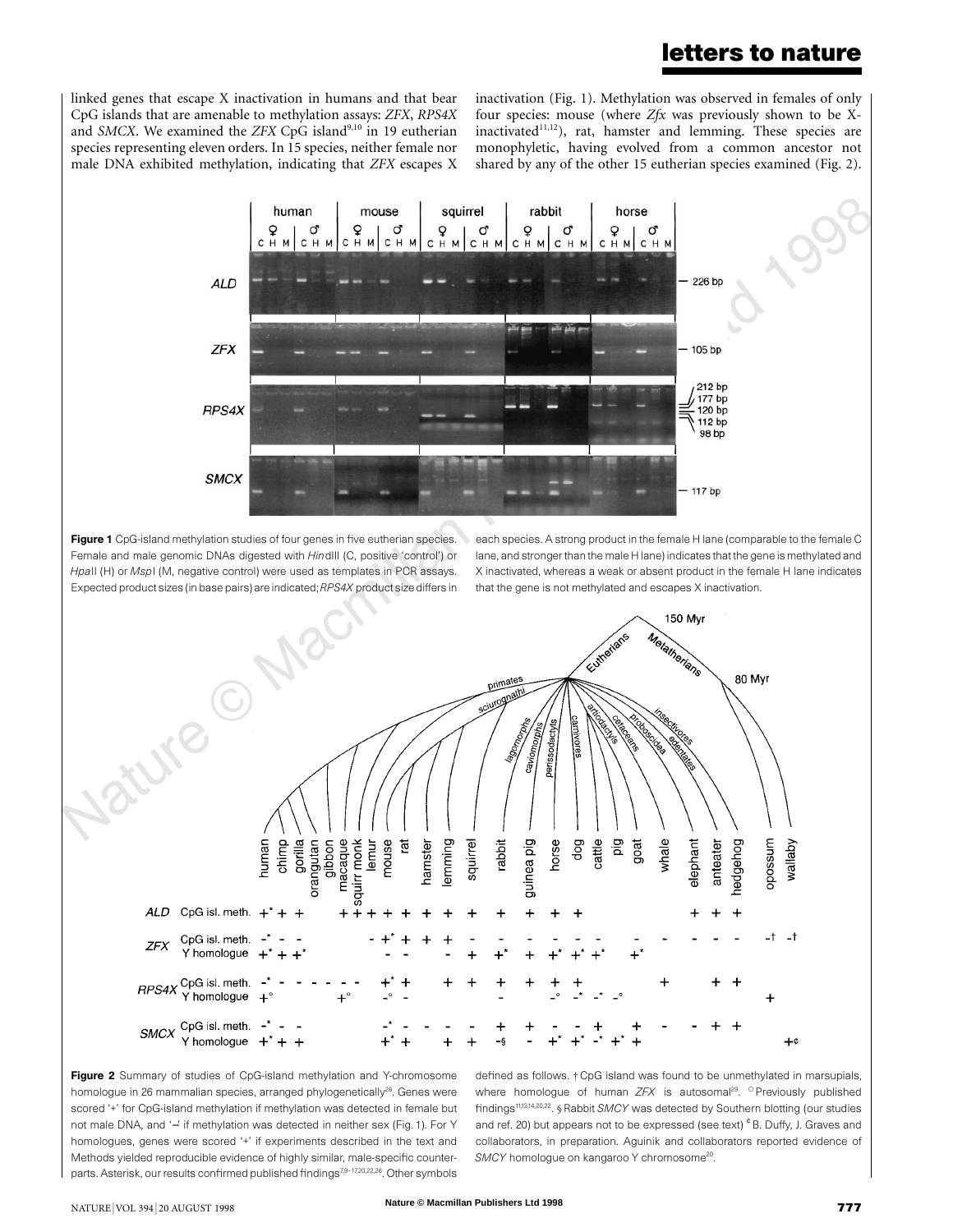linked genes that escape X inactivation in humans and that bear CpG islands that are amenable to methylation assays: *ZFX*, *RPS4X* and *SMCX*. We examined the *ZFX* CpG island[9,10] in 19 eutherian species representing eleven orders. In 15 species, neither female nor male DNA exhibited methylation, indicating that *ZFX* escapes X inactivation (Fig. 1). Methylation was observed in females of only four species: mouse (where *Zfx* was previously shown to be X-inactivated[11,12]), rat, hamster and lemming. These species are monophyletic, having evolved from a common ancestor not shared by any of the other 15 eutherian species examined (Fig. 2).

**Figure 1** CpG-island methylation studies of four genes in five eutherian species. Female and male genomic DNAs digested with *Hin*dIII (C, positive 'control') or *Hpa*II (H) or *Msp*I (M, negative control) were used as templates in PCR assays. Expected product sizes (in base pairs) are indicated; *RPS4X* product size differs in each species. A strong product in the female H lane (comparable to the female C lane, and stronger than the male H lane) indicates that the gene is methylated and X inactivated, whereas a weak or absent product in the female H lane indicates that the gene is not methylated and escapes X inactivation.

**Figure 2** Summary of studies of CpG-island methylation and Y-chromosome homologue in 26 mammalian species, arranged phylogenetically[28]. Genes were scored '+' for CpG-island methylation if methylation was detected in female but not male DNA, and '–' if methylation was detected in neither sex (Fig. 1). For Y homologues, genes were scored '+' if experiments described in the text and Methods yielded reproducible evidence of highly similar, male-specific counterparts. Asterisk, our results confirmed published findings[7,9–17,20,22,26]. Other symbols defined as follows. † CpG island was found to be unmethylated in marsupials, where homologue of human *ZFX* is autosomal[29]. ○ Previously published findings[11,13,14,20,22]. § Rabbit *SMCY* was detected by Southern blotting (our studies and ref. 20) but appears not to be expressed (see text) ¢ B. Duffy, J. Graves and collaborators, in preparation. Aguinik and collaborators reported evidence of *SMCY* homologue on kangaroo Y chromosome[20].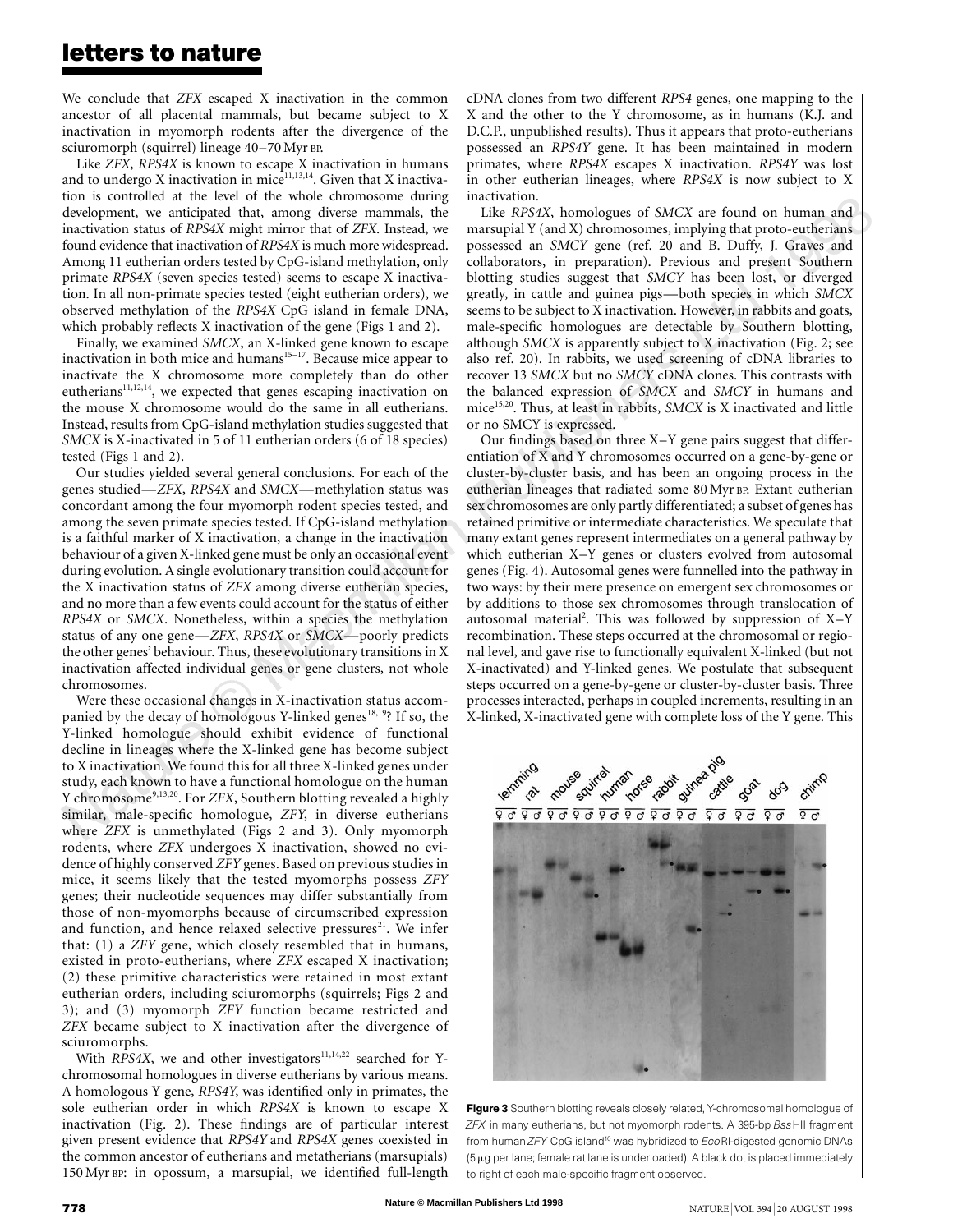We conclude that *ZFX* escaped X inactivation in the common ancestor of all placental mammals, but became subject to X inactivation in myomorph rodents after the divergence of the sciuromorph (squirrel) lineage 40–70 Myr BP.

Like *ZFX*, *RPS4X* is known to escape X inactivation in humans and to undergo X inactivation in mice[11,13,14]. Given that X inactivation is controlled at the level of the whole chromosome during development, we anticipated that, among diverse mammals, the inactivation status of *RPS4X* might mirror that of *ZFX*. Instead, we found evidence that inactivation of *RPS4X* is much more widespread. Among 11 eutherian orders tested by CpG-island methylation, only primate *RPS4X* (seven species tested) seems to escape X inactivation. In all non-primate species tested (eight eutherian orders), we observed methylation of the *RPS4X* CpG island in female DNA, which probably reflects X inactivation of the gene (Figs 1 and 2).

Finally, we examined *SMCX*, an X-linked gene known to escape inactivation in both mice and humans[15–17]. Because mice appear to inactivate the X chromosome more completely than do other eutherians[11,12,14], we expected that genes escaping inactivation on the mouse X chromosome would do the same in all eutherians. Instead, results from CpG-island methylation studies suggested that *SMCX* is X-inactivated in 5 of 11 eutherian orders (6 of 18 species) tested (Figs 1 and 2).

Our studies yielded several general conclusions. For each of the genes studied—*ZFX*, *RPS4X* and *SMCX*—methylation status was concordant among the four myomorph rodent species tested, and among the seven primate species tested. If CpG-island methylation is a faithful marker of X inactivation, a change in the inactivation behaviour of a given X-linked gene must be only an occasional event during evolution. A single evolutionary transition could account for the X inactivation status of *ZFX* among diverse eutherian species, and no more than a few events could account for the status of either *RPS4X* or *SMCX*. Nonetheless, within a species the methylation status of any one gene—*ZFX*, *RPS4X* or *SMCX*—poorly predicts the other genes' behaviour. Thus, these evolutionary transitions in X inactivation affected individual genes or gene clusters, not whole chromosomes.

Were these occasional changes in X-inactivation status accompanied by the decay of homologous Y-linked genes[18,19]? If so, the Y-linked homologue should exhibit evidence of functional decline in lineages where the X-linked gene has become subject to X inactivation. We found this for all three X-linked genes under study, each known to have a functional homologue on the human Y chromosome[9,13,20]. For *ZFX*, Southern blotting revealed a highly similar, male-specific homologue, *ZFY*, in diverse eutherians where *ZFX* is unmethylated (Figs 2 and 3). Only myomorph rodents, where *ZFX* undergoes X inactivation, showed no evidence of highly conserved *ZFY* genes. Based on previous studies in mice, it seems likely that the tested myomorphs possess *ZFY* genes; their nucleotide sequences may differ substantially from those of non-myomorphs because of circumscribed expression and function, and hence relaxed selective pressures[21]. We infer that: (1) a *ZFY* gene, which closely resembled that in humans, existed in proto-eutherians, where *ZFX* escaped X inactivation; (2) these primitive characteristics were retained in most extant eutherian orders, including sciuromorphs (squirrels; Figs 2 and 3); and (3) myomorph *ZFY* function became restricted and *ZFX* became subject to X inactivation after the divergence of sciuromorphs.

With *RPS4X*, we and other investigators[11,14,22] searched for Y-chromosomal homologues in diverse eutherians by various means. A homologous Y gene, *RPS4Y*, was identified only in primates, the sole eutherian order in which *RPS4X* is known to escape X inactivation (Fig. 2). These findings are of particular interest given present evidence that *RPS4Y* and *RPS4X* genes coexisted in the common ancestor of eutherians and metatherians (marsupials) 150 Myr BP: in opossum, a marsupial, we identified full-length cDNA clones from two different *RPS4* genes, one mapping to the X and the other to the Y chromosome, as in humans (K.J. and D.C.P., unpublished results). Thus it appears that proto-eutherians possessed an *RPS4Y* gene. It has been maintained in modern primates, where *RPS4X* escapes X inactivation. *RPS4Y* was lost in other eutherian lineages, where *RPS4X* is now subject to X inactivation.

Like *RPS4X*, homologues of *SMCX* are found on human and marsupial Y (and X) chromosomes, implying that proto-eutherians possessed an *SMCY* gene (ref. 20 and B. Duffy, J. Graves and collaborators, in preparation). Previous and present Southern blotting studies suggest that *SMCY* has been lost, or diverged greatly, in cattle and guinea pigs—both species in which *SMCX* seems to be subject to X inactivation. However, in rabbits and goats, male-specific homologues are detectable by Southern blotting, although *SMCX* is apparently subject to X inactivation (Fig. 2; see also ref. 20). In rabbits, we used screening of cDNA libraries to recover 13 *SMCX* but no *SMCY* cDNA clones. This contrasts with the balanced expression of *SMCX* and *SMCY* in humans and mice[15,20]. Thus, at least in rabbits, *SMCX* is X inactivated and little or no SMCY is expressed.

Our findings based on three X–Y gene pairs suggest that differentiation of X and Y chromosomes occurred on a gene-by-gene or cluster-by-cluster basis, and has been an ongoing process in the eutherian lineages that radiated some 80 Myr BP. Extant eutherian sex chromosomes are only partly differentiated; a subset of genes has retained primitive or intermediate characteristics. We speculate that many extant genes represent intermediates on a general pathway by which eutherian X–Y genes or clusters evolved from autosomal genes (Fig. 4). Autosomal genes were funnelled into the pathway in two ways: by their mere presence on emergent sex chromosomes or by additions to those sex chromosomes through translocation of autosomal material[2]. This was followed by suppression of X–Y recombination. These steps occurred at the chromosomal or regional level, and gave rise to functionally equivalent X-linked (but not X-inactivated) and Y-linked genes. We postulate that subsequent steps occurred on a gene-by-gene or cluster-by-cluster basis. Three processes interacted, perhaps in coupled increments, resulting in an X-linked, X-inactivated gene with complete loss of the Y gene. This

**Figure 3** Southern blotting reveals closely related, Y-chromosomal homologue of *ZFX* in many eutherians, but not myomorph rodents. A 395-bp *Bss*HII fragment from human *ZFY* CpG island[10] was hybridized to *Eco*RI-digested genomic DNAs (5 μg per lane; female rat lane is underloaded). A black dot is placed immediately to right of each male-specific fragment observed.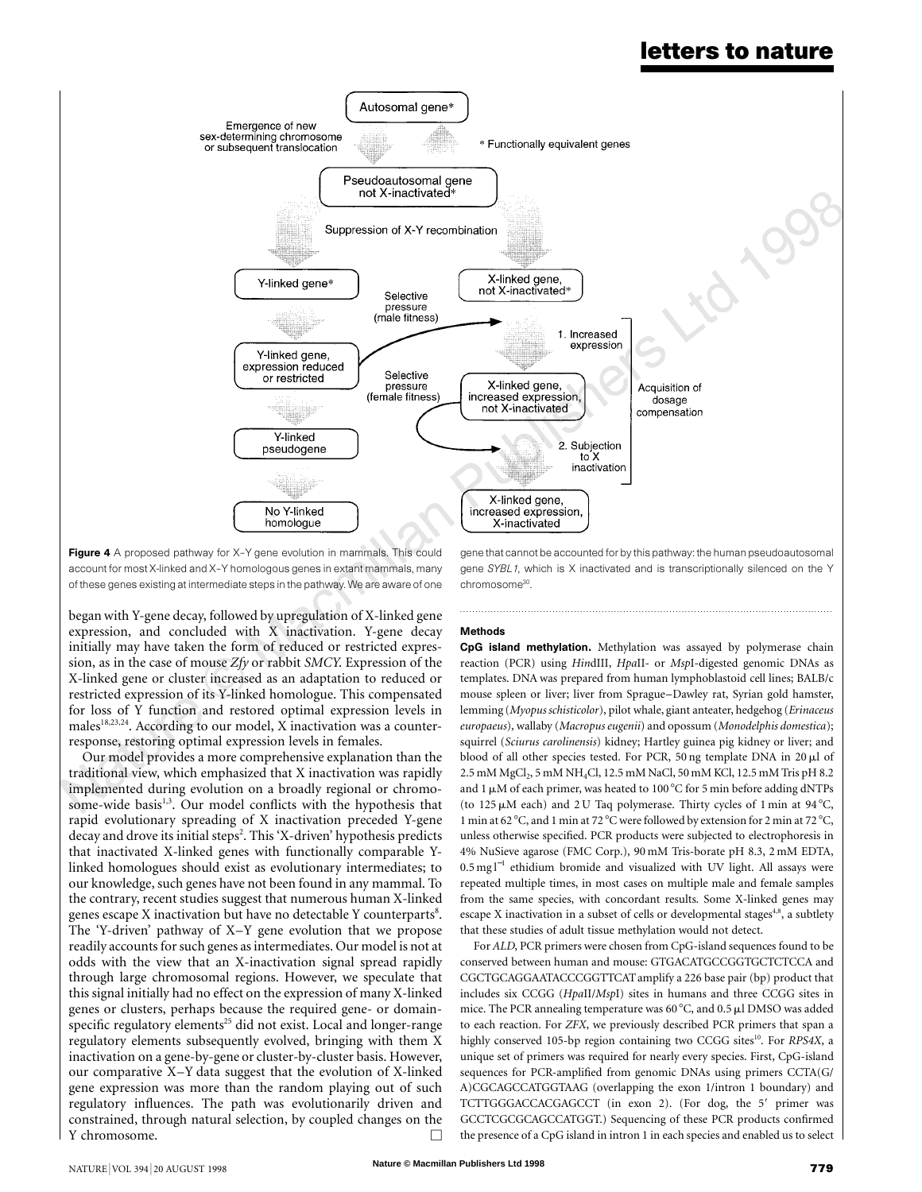**Figure 4** A proposed pathway for X–Y gene evolution in mammals. This could account for most X-linked and X–Y homologous genes in extant mammals, many of these genes existing at intermediate steps in the pathway. We are aware of one gene that cannot be accounted for by this pathway: the human pseudoautosomal gene *SYBL1*, which is X inactivated and is transcriptionally silenced on the Y chromosome[30].

began with Y-gene decay, followed by upregulation of X-linked gene expression, and concluded with X inactivation. Y-gene decay initially may have taken the form of reduced or restricted expression, as in the case of mouse *Zfy* or rabbit *SMCY*. Expression of the X-linked gene or cluster increased as an adaptation to reduced or restricted expression of its Y-linked homologue. This compensated for loss of Y function and restored optimal expression levels in males[18,23,24]. According to our model, X inactivation was a counter-response, restoring optimal expression levels in females.

Our model provides a more comprehensive explanation than the traditional view, which emphasized that X inactivation was rapidly implemented during evolution on a broadly regional or chromosome-wide basis[1,3]. Our model conflicts with the hypothesis that rapid evolutionary spreading of X inactivation preceded Y-gene decay and drove its initial steps[2]. This 'X-driven' hypothesis predicts that inactivated X-linked genes with functionally comparable Y-linked homologues should exist as evolutionary intermediates; to our knowledge, such genes have not been found in any mammal. To the contrary, recent studies suggest that numerous human X-linked genes escape X inactivation but have no detectable Y counterparts[8]. The 'Y-driven' pathway of X–Y gene evolution that we propose readily accounts for such genes as intermediates. Our model is not at odds with the view that an X-inactivation signal spread rapidly through large chromosomal regions. However, we speculate that this signal initially had no effect on the expression of many X-linked genes or clusters, perhaps because the required gene- or domain-specific regulatory elements[25] did not exist. Local and longer-range regulatory elements subsequently evolved, bringing with them X inactivation on a gene-by-gene or cluster-by-cluster basis. However, our comparative X–Y data suggest that the evolution of X-linked gene expression was more than the random playing out of such regulatory influences. The path was evolutionarily driven and constrained, through natural selection, by coupled changes on the Y chromosome. □

## Methods

**CpG island methylation.** Methylation was assayed by polymerase chain reaction (PCR) using *Hin*dIII, *Hpa*II- or *Msp*I-digested genomic DNAs as templates. DNA was prepared from human lymphoblastoid cell lines; BALB/c mouse spleen or liver; liver from Sprague–Dawley rat, Syrian gold hamster, lemming (*Myopus schisticolor*), pilot whale, giant anteater, hedgehog (*Erinaceus europaeus*), wallaby (*Macropus eugenii*) and opossum (*Monodelphis domestica*); squirrel (*Sciurus carolinensis*) kidney; Hartley guinea pig kidney or liver; and blood of all other species tested. For PCR, 50 ng template DNA in 20 μl of 2.5 mM $MgCl_2$, 5 mM $NH_4Cl$, 12.5 mM NaCl, 50 mM KCl, 12.5 mM Tris pH 8.2 and 1 μM of each primer, was heated to 100 °C for 5 min before adding dNTPs (to 125 μM each) and 2 U Taq polymerase. Thirty cycles of 1 min at 94 °C, 1 min at 62 °C, and 1 min at 72 °C were followed by extension for 2 min at 72 °C, unless otherwise specified. PCR products were subjected to electrophoresis in 4% NuSieve agarose (FMC Corp.), 90 mM Tris-borate pH 8.3, 2 mM EDTA, 0.5 mg $l^{-1}$ ethidium bromide and visualized with UV light. All assays were repeated multiple times, in most cases on multiple male and female samples from the same species, with concordant results. Some X-linked genes may escape X inactivation in a subset of cells or developmental stages[4,8], a subtlety that these studies of adult tissue methylation would not detect.

For *ALD*, PCR primers were chosen from CpG-island sequences found to be conserved between human and mouse: GTGACATGCCGGTGCTCTCCA and CGCTGCAGGAATACCCGGTTCAT amplify a 226 base pair (bp) product that includes six CCGG (*Hpa*II/*Msp*I) sites in humans and three CCGG sites in mice. The PCR annealing temperature was 60 °C, and 0.5 μl DMSO was added to each reaction. For *ZFX*, we previously described PCR primers that span a highly conserved 105-bp region containing two CCGG sites[10]. For *RPS4X*, a unique set of primers was required for nearly every species. First, CpG-island sequences for PCR-amplified from genomic DNAs using primers CCTA(G/A)CGCAGCCATGGTAAG (overlapping the exon 1/intron 1 boundary) and TCTTGGGACCACGAGCCT (in exon 2). (For dog, the 5′ primer was GCCTCGCGCAGCCATGGT.) Sequencing of these PCR products confirmed the presence of a CpG island in intron 1 in each species and enabled us to select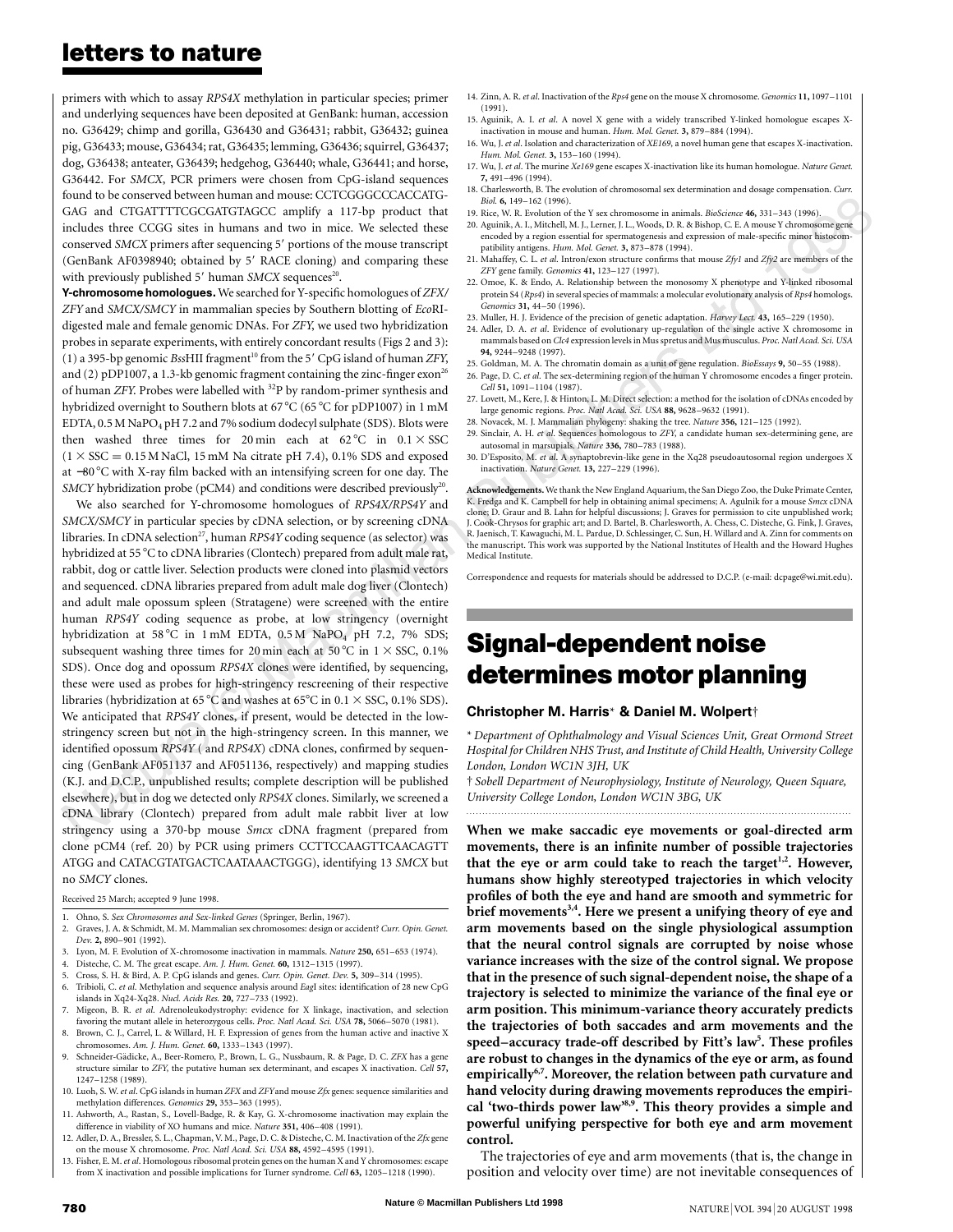primers with which to assay *RPS4X* methylation in particular species; primer and underlying sequences have been deposited at GenBank: human, accession no. G36429; chimp and gorilla, G36430 and G36431; rabbit, G36432; guinea pig, G36433; mouse, G36434; rat, G36435; lemming, G36436; squirrel, G36437; dog, G36438; anteater, G36439; hedgehog, G36440; whale, G36441; and horse, G36442. For *SMCX*, PCR primers were chosen from CpG-island sequences found to be conserved between human and mouse: CCTCGGGCCCACCATG-GAG and CTGATTTTCGCGATGTAGCC amplify a 117-bp product that includes three CCGG sites in humans and two in mice. We selected these conserved *SMCX* primers after sequencing 5′ portions of the mouse transcript (GenBank AF0398940; obtained by 5′ RACE cloning) and comparing these with previously published 5′ human *SMCX* sequences[20].

**Y-chromosome homologues.** We searched for Y-specific homologues of *ZFX/ZFY* and *SMCX/SMCY* in mammalian species by Southern blotting of *Eco*RI-digested male and female genomic DNAs. For *ZFY*, we used two hybridization probes in separate experiments, with entirely concordant results (Figs 2 and 3): (1) a 395-bp genomic *Bss*HII fragment[10] from the 5′ CpG island of human *ZFY*, and (2) pDP1007, a 1.3-kb genomic fragment containing the zinc-finger exon[26] of human *ZFY*. Probes were labelled with $^{32}$P by random-primer synthesis and hybridized overnight to Southern blots at 67 °C (65 °C for pDP1007) in 1 mM EDTA, 0.5 M $NaPO_4$ pH 7.2 and 7% sodium dodecyl sulphate (SDS). Blots were then washed three times for 20 min each at 62 °C in 0.1 × SSC (1 × SSC = 0.15 M NaCl, 15 mM Na citrate pH 7.4), 0.1% SDS and exposed at −80 °C with X-ray film backed with an intensifying screen for one day. The *SMCY* hybridization probe (pCM4) and conditions were described previously[20].

We also searched for Y-chromosome homologues of *RPS4X/RPS4Y* and *SMCX/SMCY* in particular species by cDNA selection, or by screening cDNA libraries. In cDNA selection[27], human *RPS4Y* coding sequence (as selector) was hybridized at 55 °C to cDNA libraries (Clontech) prepared from adult male rat, rabbit, dog or cattle liver. Selection products were cloned into plasmid vectors and sequenced. cDNA libraries prepared from adult male dog liver (Clontech) and adult male opossum spleen (Stratagene) were screened with the entire human *RPS4Y* coding sequence as probe, at low stringency (overnight hybridization at 58 °C in 1 mM EDTA, 0.5 M $NaPO_4$ pH 7.2, 7% SDS; subsequent washing three times for 20 min each at 50 °C in 1 × SSC, 0.1% SDS). Once dog and opossum *RPS4X* clones were identified, by sequencing, these were used as probes for high-stringency rescreening of their respective libraries (hybridization at 65 °C and washes at 65°C in 0.1 × SSC, 0.1% SDS). We anticipated that *RPS4Y* clones, if present, would be detected in the low-stringency screen but not in the high-stringency screen. In this manner, we identified opossum *RPS4Y* ( and *RPS4X*) cDNA clones, confirmed by sequencing (GenBank AF051137 and AF051136, respectively) and mapping studies (K.J. and D.C.P., unpublished results; complete description will be published elsewhere), but in dog we detected only *RPS4X* clones. Similarly, we screened a cDNA library (Clontech) prepared from adult male rabbit liver at low stringency using a 370-bp mouse *Smcx* cDNA fragment (prepared from clone pCM4 (ref. 20) by PCR using primers CCTTCCAAGTTCAACAGTT ATGG and CATACGTATGACTCAATAAACTGGG), identifying 13 *SMCX* but no *SMCY* clones.

Received 25 March; accepted 9 June 1998.

1. Ohno, S. *Sex Chromosomes and Sex-linked Genes* (Springer, Berlin, 1967).
2. Graves, J. A. & Schmidt, M. M. Mammalian sex chromosomes: design or accident? *Curr. Opin. Genet. Dev.* **2,** 890–901 (1992).
3. Lyon, M. F. Evolution of X-chromosome inactivation in mammals. *Nature* **250,** 651–653 (1974).
4. Disteche, C. M. The great escape. *Am. J. Hum. Genet.* **60,** 1312–1315 (1997).
5. Cross, S. H. & Bird, A. P. CpG islands and genes. *Curr. Opin. Genet. Dev.* **5,** 309–314 (1995).
6. Tribioli, C. *et al.* Methylation and sequence analysis around *Eag*I sites: identification of 28 new CpG islands in Xq24-Xq28. *Nucl. Acids Res.* **20,** 727–733 (1992).
7. Migeon, B. R. *et al.* Adrenoleukodystrophy: evidence for X linkage, inactivation, and selection favoring the mutant allele in heterozygous cells. *Proc. Natl Acad. Sci. USA* **78,** 5066–5070 (1981).
8. Brown, C. J., Carrel, L. & Willard, H. F. Expression of genes from the human active and inactive X chromosomes. *Am. J. Hum. Genet.* **60,** 1333–1343 (1997).
9. Schneider-Gädicke, A., Beer-Romero, P., Brown, L. G., Nussbaum, R. & Page, D. C. *ZFX* has a gene structure similar to *ZFY*, the putative human sex determinant, and escapes X inactivation. *Cell* **57,** 1247–1258 (1989).
10. Luoh, S. W. *et al.* CpG islands in human *ZFX* and *ZFY* and mouse *Zfx* genes: sequence similarities and methylation differences. *Genomics* **29,** 353–363 (1995).
11. Ashworth, A., Rastan, S., Lovell-Badge, R. & Kay, G. X-chromosome inactivation may explain the difference in viability of XO humans and mice. *Nature* **351,** 406–408 (1991).
12. Adler, D. A., Bressler, S. L., Chapman, V. M., Page, D. C. & Disteche, C. M. Inactivation of the *Zfx* gene on the mouse X chromosome. *Proc. Natl Acad. Sci. USA* **88,** 4592–4595 (1991).
13. Fisher, E. M. *et al.* Homologous ribosomal protein genes on the human X and Y chromosomes: escape from X inactivation and possible implications for Turner syndrome. *Cell* **63,** 1205–1218 (1990).
14. Zinn, A. R. *et al.* Inactivation of the *Rps4* gene on the mouse X chromosome. *Genomics* **11,** 1097–1101 (1991).
15. Agulnik, A. I. *et al.* A novel X gene with a widely transcribed Y-linked homologue escapes X-inactivation in mouse and human. *Hum. Mol. Genet.* **3,** 879–884 (1994).
16. Wu, J. *et al.* Isolation and characterization of *XE169*, a novel human gene that escapes X-inactivation. *Hum. Mol. Genet.* **3,** 153–160 (1994).
17. Wu, J. *et al.* The murine *Xe169* gene escapes X-inactivation like its human homologue. *Nature Genet.* **7,** 491–496 (1994).
18. Charlesworth, B. The evolution of chromosomal sex determination and dosage compensation. *Curr. Biol.* **6,** 149–162 (1996).
19. Rice, W. R. Evolution of the Y sex chromosome in animals. *BioScience* **46,** 331–343 (1996).
20. Agulnik, A. I., Mitchell, M. J., Lerner, J. L., Woods, D. R. & Bishop, C. E. A mouse Y chromosome gene encoded by a region essential for spermatogenesis and expression of male-specific minor histocompatibility antigens. *Hum. Mol. Genet.* **3,** 873–878 (1994).
21. Mahaffey, C. L. *et al.* Intron/exon structure confirms that mouse *Zfy1* and *Zfy2* are members of the *ZFY* gene family. *Genomics* **41,** 123–127 (1997).
22. Omoe, K. & Endo, A. Relationship between the monosomy X phenotype and Y-linked ribosomal protein S4 (*Rps4*) in several species of mammals: a molecular evolutionary analysis of *Rps4* homologs. *Genomics* **31,** 44–50 (1996).
23. Muller, H. J. Evidence of the precision of genetic adaptation. *Harvey Lect.* **43,** 165–229 (1950).
24. Adler, D. A. *et al.* Evidence of evolutionary up-regulation of the single active X chromosome in mammals based on *Clc4* expression levels in Mus spretus and Mus musculus. *Proc. Natl Acad. Sci. USA* **94,** 9244–9248 (1997).
25. Goldman, M. A. The chromatin domain as a unit of gene regulation. *BioEssays* **9,** 50–55 (1988).
26. Page, D. C. *et al.* The sex-determining region of the human Y chromosome encodes a finger protein. *Cell* **51,** 1091–1104 (1987).
27. Lovett, M., Kere, J. & Hinton, L. M. Direct selection: a method for the isolation of cDNAs encoded by large genomic regions. *Proc. Natl Acad. Sci. USA* **88,** 9628–9632 (1991).
28. Novacek, M. J. Mammalian phylogeny: shaking the tree. *Nature* **356,** 121–125 (1992).
29. Sinclair, A. H. *et al.* Sequences homologous to *ZFY*, a candidate human sex-determining gene, are autosomal in marsupials. *Nature* **336,** 780–783 (1988).
30. D'Esposito, M. *et al.* A synaptobrevin-like gene in the Xq28 pseudoautosomal region undergoes X inactivation. *Nature Genet.* **13,** 227–229 (1996).

**Acknowledgements.** We thank the New England Aquarium, the San Diego Zoo, the Duke Primate Center, K. Fredga and K. Campbell for help in obtaining animal specimens; A. Agulnik for a mouse *Smcx* cDNA clone; D. Graur and B. Lahn for helpful discussions; J. Graves for permission to cite unpublished work; J. Cook-Chrysos for graphic art; and D. Bartel, B. Charlesworth, A. Chess, C. Disteche, G. Fink, J. Graves, R. Jaenisch, T. Kawaguchi, M. L. Pardue, D. Schlessinger, C. Sun, H. Willard and A. Zinn for comments on the manuscript. This work was supported by the National Institutes of Health and the Howard Hughes Medical Institute.

Correspondence and requests for materials should be addressed to D.C.P. (e-mail: dcpage@wi.mit.edu).

# Signal-dependent noise determines motor planning

**Christopher M. Harris\* & Daniel M. Wolpert†**

\* *Department of Ophthalmology and Visual Sciences Unit, Great Ormond Street Hospital for Children NHS Trust, and Institute of Child Health, University College London, London WC1N 3JH, UK*

† *Sobell Department of Neurophysiology, Institute of Neurology, Queen Square, University College London, London WC1N 3BG, UK*

**When we make saccadic eye movements or goal-directed arm movements, there is an infinite number of possible trajectories that the eye or arm could take to reach the target[1,2]. However, humans show highly stereotyped trajectories in which velocity profiles of both the eye and hand are smooth and symmetric for brief movements[3,4]. Here we present a unifying theory of eye and arm movements based on the single physiological assumption that the neural control signals are corrupted by noise whose variance increases with the size of the control signal. We propose that in the presence of such signal-dependent noise, the shape of a trajectory is selected to minimize the variance of the final eye or arm position. This minimum-variance theory accurately predicts the trajectories of both saccades and arm movements and the speed–accuracy trade-off described by Fitt's law[5]. These profiles are robust to changes in the dynamics of the eye or arm, as found empirically[6,7]. Moreover, the relation between path curvature and hand velocity during drawing movements reproduces the empirical 'two-thirds power law'[8,9]. This theory provides a simple and powerful unifying perspective for both eye and arm movement control.**

The trajectories of eye and arm movements (that is, the change in position and velocity over time) are not inevitable consequences of